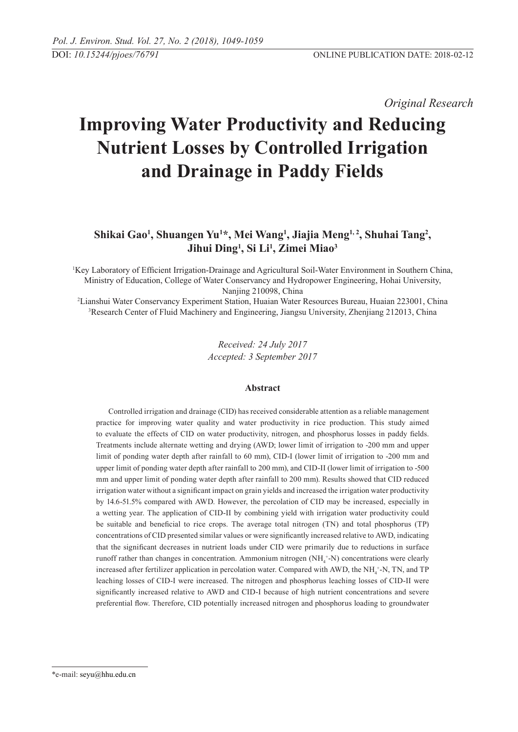*Original Research*

# Improving Water Productivity and Reducing Nutrient Losses by Controlled Irrigation and Drainage in Paddy Fields

**Shikai Gao[1], Shuangen Yu[1]*, Mei Wang[1], Jiajia Meng[1,2], Shuhai Tang[2], Jihui Ding[1], Si Li[1], Zimei Miao[3]**

[1]Key Laboratory of Efficient Irrigation-Drainage and Agricultural Soil-Water Environment in Southern China, Ministry of Education, College of Water Conservancy and Hydropower Engineering, Hohai University, Nanjing 210098, China

[2]Lianshui Water Conservancy Experiment Station, Huaian Water Resources Bureau, Huaian 223001, China

[3]Research Center of Fluid Machinery and Engineering, Jiangsu University, Zhenjiang 212013, China

*Received: 24 July 2017*
*Accepted: 3 September 2017*

### Abstract

Controlled irrigation and drainage (CID) has received considerable attention as a reliable management practice for improving water quality and water productivity in rice production. This study aimed to evaluate the effects of CID on water productivity, nitrogen, and phosphorus losses in paddy fields. Treatments include alternate wetting and drying (AWD; lower limit of irrigation to -200 mm and upper limit of ponding water depth after rainfall to 60 mm), CID-I (lower limit of irrigation to -200 mm and upper limit of ponding water depth after rainfall to 200 mm), and CID-II (lower limit of irrigation to -500 mm and upper limit of ponding water depth after rainfall to 200 mm). Results showed that CID reduced irrigation water without a significant impact on grain yields and increased the irrigation water productivity by 14.6-51.5% compared with AWD. However, the percolation of CID may be increased, especially in a wetting year. The application of CID-II by combining yield with irrigation water productivity could be suitable and beneficial to rice crops. The average total nitrogen (TN) and total phosphorus (TP) concentrations of CID presented similar values or were significantly increased relative to AWD, indicating that the significant decreases in nutrient loads under CID were primarily due to reductions in surface runoff rather than changes in concentration. Ammonium nitrogen ($NH_4^+$-N) concentrations were clearly increased after fertilizer application in percolation water. Compared with AWD, the $NH_4^+$-N, TN, and TP leaching losses of CID-I were increased. The nitrogen and phosphorus leaching losses of CID-II were significantly increased relative to AWD and CID-I because of high nutrient concentrations and severe preferential flow. Therefore, CID potentially increased nitrogen and phosphorus loading to groundwater

*e-mail: seyu@hhu.edu.cn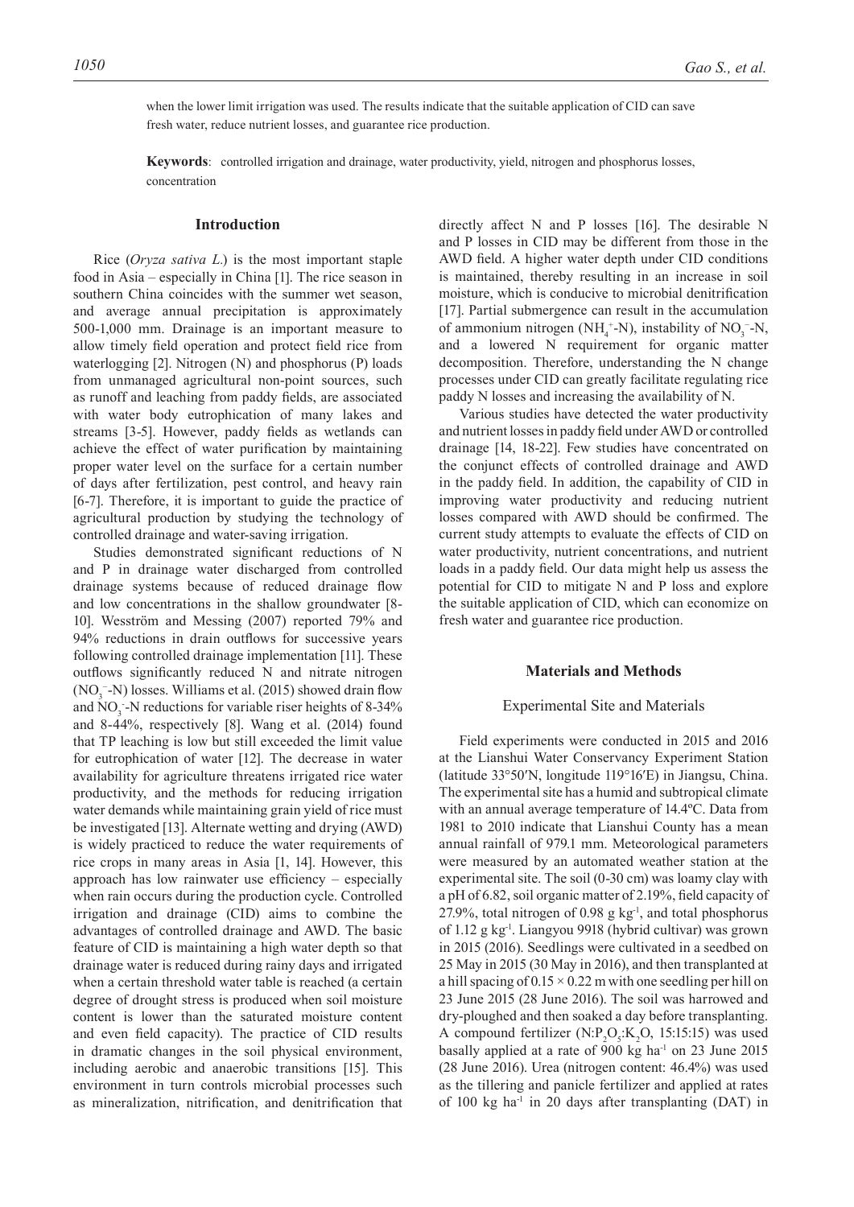when the lower limit irrigation was used. The results indicate that the suitable application of CID can save fresh water, reduce nutrient losses, and guarantee rice production.

**Keywords**: controlled irrigation and drainage, water productivity, yield, nitrogen and phosphorus losses, concentration

## Introduction

Rice (*Oryza sativa L.*) is the most important staple food in Asia – especially in China [1]. The rice season in southern China coincides with the summer wet season, and average annual precipitation is approximately 500-1,000 mm. Drainage is an important measure to allow timely field operation and protect field rice from waterlogging [2]. Nitrogen (N) and phosphorus (P) loads from unmanaged agricultural non-point sources, such as runoff and leaching from paddy fields, are associated with water body eutrophication of many lakes and streams [3-5]. However, paddy fields as wetlands can achieve the effect of water purification by maintaining proper water level on the surface for a certain number of days after fertilization, pest control, and heavy rain [6-7]. Therefore, it is important to guide the practice of agricultural production by studying the technology of controlled drainage and water-saving irrigation.

Studies demonstrated significant reductions of N and P in drainage water discharged from controlled drainage systems because of reduced drainage flow and low concentrations in the shallow groundwater [8-10]. Wesström and Messing (2007) reported 79% and 94% reductions in drain outflows for successive years following controlled drainage implementation [11]. These outflows significantly reduced N and nitrate nitrogen ($NO_3^-$-N) losses. Williams et al. (2015) showed drain flow and $NO_3^-$-N reductions for variable riser heights of 8-34% and 8-44%, respectively [8]. Wang et al. (2014) found that TP leaching is low but still exceeded the limit value for eutrophication of water [12]. The decrease in water availability for agriculture threatens irrigated rice water productivity, and the methods for reducing irrigation water demands while maintaining grain yield of rice must be investigated [13]. Alternate wetting and drying (AWD) is widely practiced to reduce the water requirements of rice crops in many areas in Asia [1, 14]. However, this approach has low rainwater use efficiency – especially when rain occurs during the production cycle. Controlled irrigation and drainage (CID) aims to combine the advantages of controlled drainage and AWD. The basic feature of CID is maintaining a high water depth so that drainage water is reduced during rainy days and irrigated when a certain threshold water table is reached (a certain degree of drought stress is produced when soil moisture content is lower than the saturated moisture content and even field capacity). The practice of CID results in dramatic changes in the soil physical environment, including aerobic and anaerobic transitions [15]. This environment in turn controls microbial processes such as mineralization, nitrification, and denitrification that directly affect N and P losses [16]. The desirable N and P losses in CID may be different from those in the AWD field. A higher water depth under CID conditions is maintained, thereby resulting in an increase in soil moisture, which is conducive to microbial denitrification [17]. Partial submergence can result in the accumulation of ammonium nitrogen ($NH_4^+$-N), instability of $NO_3^-$-N, and a lowered N requirement for organic matter decomposition. Therefore, understanding the N change processes under CID can greatly facilitate regulating rice paddy N losses and increasing the availability of N.

Various studies have detected the water productivity and nutrient losses in paddy field under AWD or controlled drainage [14, 18-22]. Few studies have concentrated on the conjunct effects of controlled drainage and AWD in the paddy field. In addition, the capability of CID in improving water productivity and reducing nutrient losses compared with AWD should be confirmed. The current study attempts to evaluate the effects of CID on water productivity, nutrient concentrations, and nutrient loads in a paddy field. Our data might help us assess the potential for CID to mitigate N and P loss and explore the suitable application of CID, which can economize on fresh water and guarantee rice production.

## Materials and Methods

### Experimental Site and Materials

Field experiments were conducted in 2015 and 2016 at the Lianshui Water Conservancy Experiment Station (latitude 33°50′N, longitude 119°16′E) in Jiangsu, China. The experimental site has a humid and subtropical climate with an annual average temperature of 14.4ºC. Data from 1981 to 2010 indicate that Lianshui County has a mean annual rainfall of 979.1 mm. Meteorological parameters were measured by an automated weather station at the experimental site. The soil (0-30 cm) was loamy clay with a pH of 6.82, soil organic matter of 2.19%, field capacity of 27.9%, total nitrogen of 0.98 g kg$^{-1}$, and total phosphorus of 1.12 g kg$^{-1}$. Liangyou 9918 (hybrid cultivar) was grown in 2015 (2016). Seedlings were cultivated in a seedbed on 25 May in 2015 (30 May in 2016), and then transplanted at a hill spacing of 0.15 × 0.22 m with one seedling per hill on 23 June 2015 (28 June 2016). The soil was harrowed and dry-ploughed and then soaked a day before transplanting. A compound fertilizer (N:$P_2O_5$:$K_2O$, 15:15:15) was used basally applied at a rate of 900 kg ha$^{-1}$ on 23 June 2015 (28 June 2016). Urea (nitrogen content: 46.4%) was used as the tillering and panicle fertilizer and applied at rates of 100 kg ha$^{-1}$ in 20 days after transplanting (DAT) in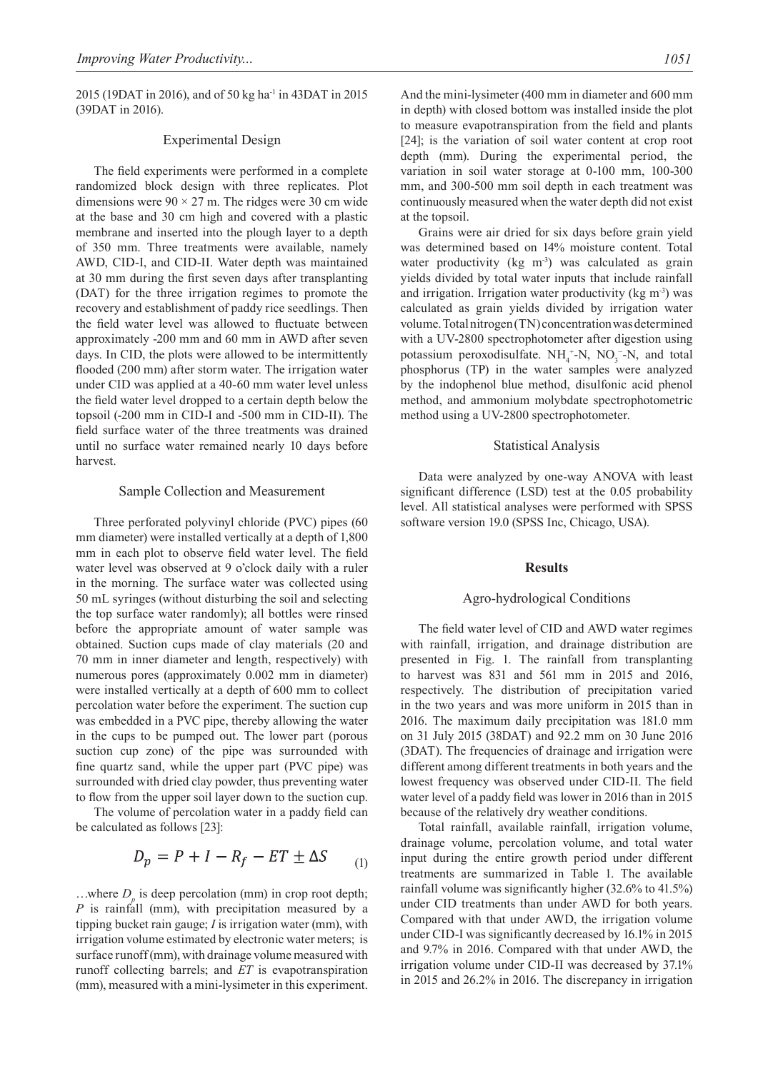2015 (19DAT in 2016), and of 50 kg ha$^{-1}$ in 43DAT in 2015 (39DAT in 2016).

### Experimental Design

The field experiments were performed in a complete randomized block design with three replicates. Plot dimensions were 90 × 27 m. The ridges were 30 cm wide at the base and 30 cm high and covered with a plastic membrane and inserted into the plough layer to a depth of 350 mm. Three treatments were available, namely AWD, CID-I, and CID-II. Water depth was maintained at 30 mm during the first seven days after transplanting (DAT) for the three irrigation regimes to promote the recovery and establishment of paddy rice seedlings. Then the field water level was allowed to fluctuate between approximately -200 mm and 60 mm in AWD after seven days. In CID, the plots were allowed to be intermittently flooded (200 mm) after storm water. The irrigation water under CID was applied at a 40-60 mm water level unless the field water level dropped to a certain depth below the topsoil (-200 mm in CID-I and -500 mm in CID-II). The field surface water of the three treatments was drained until no surface water remained nearly 10 days before harvest.

### Sample Collection and Measurement

Three perforated polyvinyl chloride (PVC) pipes (60 mm diameter) were installed vertically at a depth of 1,800 mm in each plot to observe field water level. The field water level was observed at 9 o'clock daily with a ruler in the morning. The surface water was collected using 50 mL syringes (without disturbing the soil and selecting the top surface water randomly); all bottles were rinsed before the appropriate amount of water sample was obtained. Suction cups made of clay materials (20 and 70 mm in inner diameter and length, respectively) with numerous pores (approximately 0.002 mm in diameter) were installed vertically at a depth of 600 mm to collect percolation water before the experiment. The suction cup was embedded in a PVC pipe, thereby allowing the water in the cups to be pumped out. The lower part (porous suction cup zone) of the pipe was surrounded with fine quartz sand, while the upper part (PVC pipe) was surrounded with dried clay powder, thus preventing water to flow from the upper soil layer down to the suction cup.

The volume of percolation water in a paddy field can be calculated as follows [23]:

$$D_p = P + I - R_f - ET \pm \Delta S \quad (1)$$

…where $D_p$ is deep percolation (mm) in crop root depth; $P$ is rainfall (mm), with precipitation measured by a tipping bucket rain gauge; $I$ is irrigation water (mm), with irrigation volume estimated by electronic water meters; is surface runoff (mm), with drainage volume measured with runoff collecting barrels; and $ET$ is evapotranspiration (mm), measured with a mini-lysimeter in this experiment. And the mini-lysimeter (400 mm in diameter and 600 mm in depth) with closed bottom was installed inside the plot to measure evapotranspiration from the field and plants [24]; is the variation of soil water content at crop root depth (mm). During the experimental period, the variation in soil water storage at 0-100 mm, 100-300 mm, and 300-500 mm soil depth in each treatment was continuously measured when the water depth did not exist at the topsoil.

Grains were air dried for six days before grain yield was determined based on 14% moisture content. Total water productivity (kg m$^{-3}$) was calculated as grain yields divided by total water inputs that include rainfall and irrigation. Irrigation water productivity (kg m$^{-3}$) was calculated as grain yields divided by irrigation water volume. Total nitrogen (TN) concentration was determined with a UV-2800 spectrophotometer after digestion using potassium peroxodisulfate. $NH_4^+$-N, $NO_3^-$-N, and total phosphorus (TP) in the water samples were analyzed by the indophenol blue method, disulfonic acid phenol method, and ammonium molybdate spectrophotometric method using a UV-2800 spectrophotometer.

### Statistical Analysis

Data were analyzed by one-way ANOVA with least significant difference (LSD) test at the 0.05 probability level. All statistical analyses were performed with SPSS software version 19.0 (SPSS Inc, Chicago, USA).

## Results

### Agro-hydrological Conditions

The field water level of CID and AWD water regimes with rainfall, irrigation, and drainage distribution are presented in Fig. 1. The rainfall from transplanting to harvest was 831 and 561 mm in 2015 and 2016, respectively. The distribution of precipitation varied in the two years and was more uniform in 2015 than in 2016. The maximum daily precipitation was 181.0 mm on 31 July 2015 (38DAT) and 92.2 mm on 30 June 2016 (3DAT). The frequencies of drainage and irrigation were different among different treatments in both years and the lowest frequency was observed under CID-II. The field water level of a paddy field was lower in 2016 than in 2015 because of the relatively dry weather conditions.

Total rainfall, available rainfall, irrigation volume, drainage volume, percolation volume, and total water input during the entire growth period under different treatments are summarized in Table 1. The available rainfall volume was significantly higher (32.6% to 41.5%) under CID treatments than under AWD for both years. Compared with that under AWD, the irrigation volume under CID-I was significantly decreased by 16.1% in 2015 and 9.7% in 2016. Compared with that under AWD, the irrigation volume under CID-II was decreased by 37.1% in 2015 and 26.2% in 2016. The discrepancy in irrigation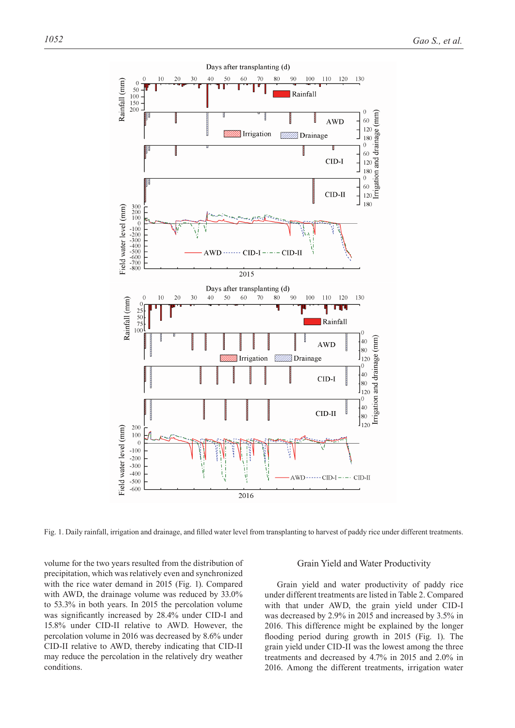Fig. 1. Daily rainfall, irrigation and drainage, and filled water level from transplanting to harvest of paddy rice under different treatments.

volume for the two years resulted from the distribution of precipitation, which was relatively even and synchronized with the rice water demand in 2015 (Fig. 1). Compared with AWD, the drainage volume was reduced by 33.0% to 53.3% in both years. In 2015 the percolation volume was significantly increased by 28.4% under CID-I and 15.8% under CID-II relative to AWD. However, the percolation volume in 2016 was decreased by 8.6% under CID-II relative to AWD, thereby indicating that CID-II may reduce the percolation in the relatively dry weather conditions.

## Grain Yield and Water Productivity

Grain yield and water productivity of paddy rice under different treatments are listed in Table 2. Compared with that under AWD, the grain yield under CID-I was decreased by 2.9% in 2015 and increased by 3.5% in 2016. This difference might be explained by the longer flooding period during growth in 2015 (Fig. 1). The grain yield under CID-II was the lowest among the three treatments and decreased by 4.7% in 2015 and 2.0% in 2016. Among the different treatments, irrigation water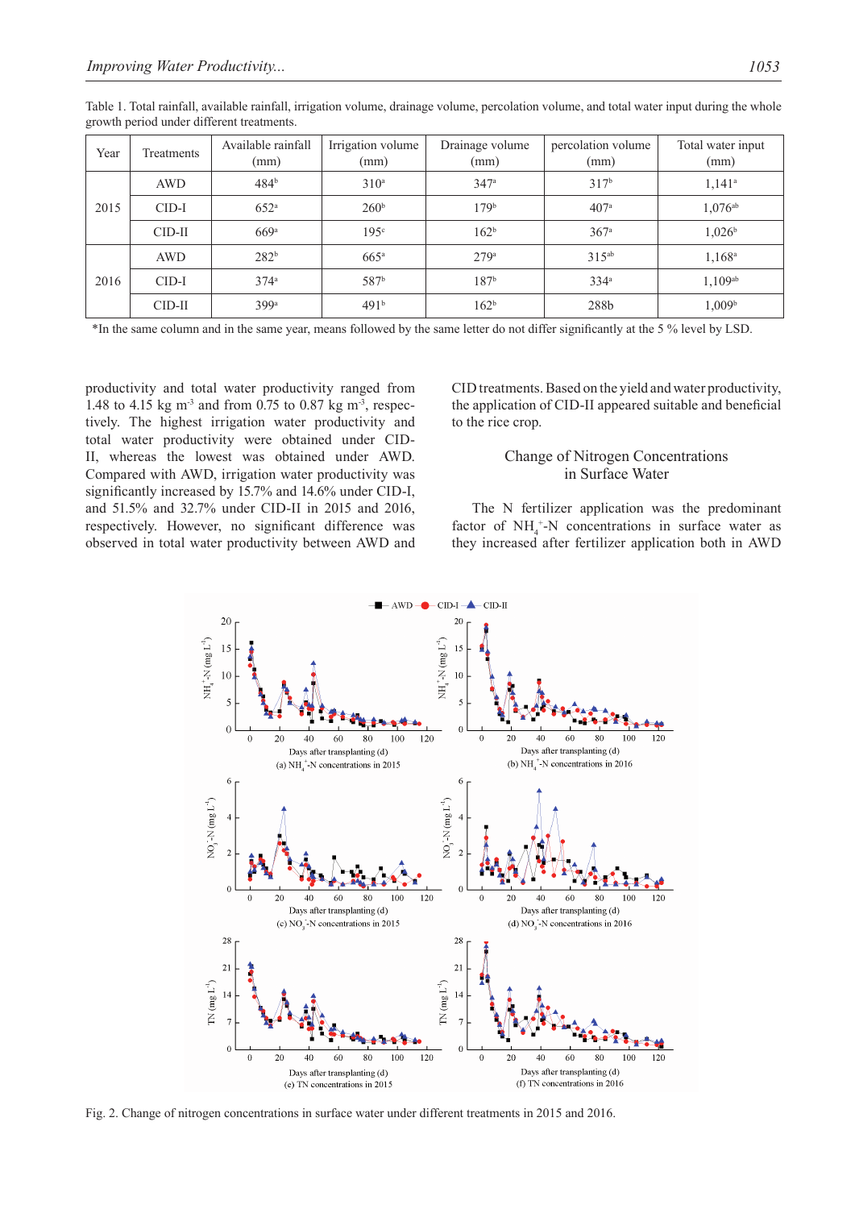Table 1. Total rainfall, available rainfall, irrigation volume, drainage volume, percolation volume, and total water input during the whole growth period under different treatments.

| Year | Treatments | Available rainfall (mm) | Irrigation volume (mm) | Drainage volume (mm) | percolation volume (mm) | Total water input (mm) |
|---|---|---|---|---|---|---|
| 2015 | AWD | 484[b] | 310[a] | 347[a] | 317[b] | 1,141[a] |
| | CID-I | 652[a] | 260[b] | 179[b] | 407[a] | 1,076[ab] |
| | CID-II | 669[a] | 195[c] | 162[b] | 367[a] | 1,026[b] |
| 2016 | AWD | 282[b] | 665[a] | 279[a] | 315[ab] | 1,168[a] |
| | CID-I | 374[a] | 587[b] | 187[b] | 334[a] | 1,109[ab] |
| | CID-II | 399[a] | 491[b] | 162[b] | 288b | 1,009[b] |

*In the same column and in the same year, means followed by the same letter do not differ significantly at the 5 % level by LSD.

productivity and total water productivity ranged from 1.48 to 4.15 kg m$^{-3}$ and from 0.75 to 0.87 kg m$^{-3}$, respectively. The highest irrigation water productivity and total water productivity were obtained under CID-II, whereas the lowest was obtained under AWD. Compared with AWD, irrigation water productivity was significantly increased by 15.7% and 14.6% under CID-I, and 51.5% and 32.7% under CID-II in 2015 and 2016, respectively. However, no significant difference was observed in total water productivity between AWD and CID treatments. Based on the yield and water productivity, the application of CID-II appeared suitable and beneficial to the rice crop.

## Change of Nitrogen Concentrations in Surface Water

The N fertilizer application was the predominant factor of $NH_4^+$-N concentrations in surface water as they increased after fertilizer application both in AWD

Fig. 2. Change of nitrogen concentrations in surface water under different treatments in 2015 and 2016.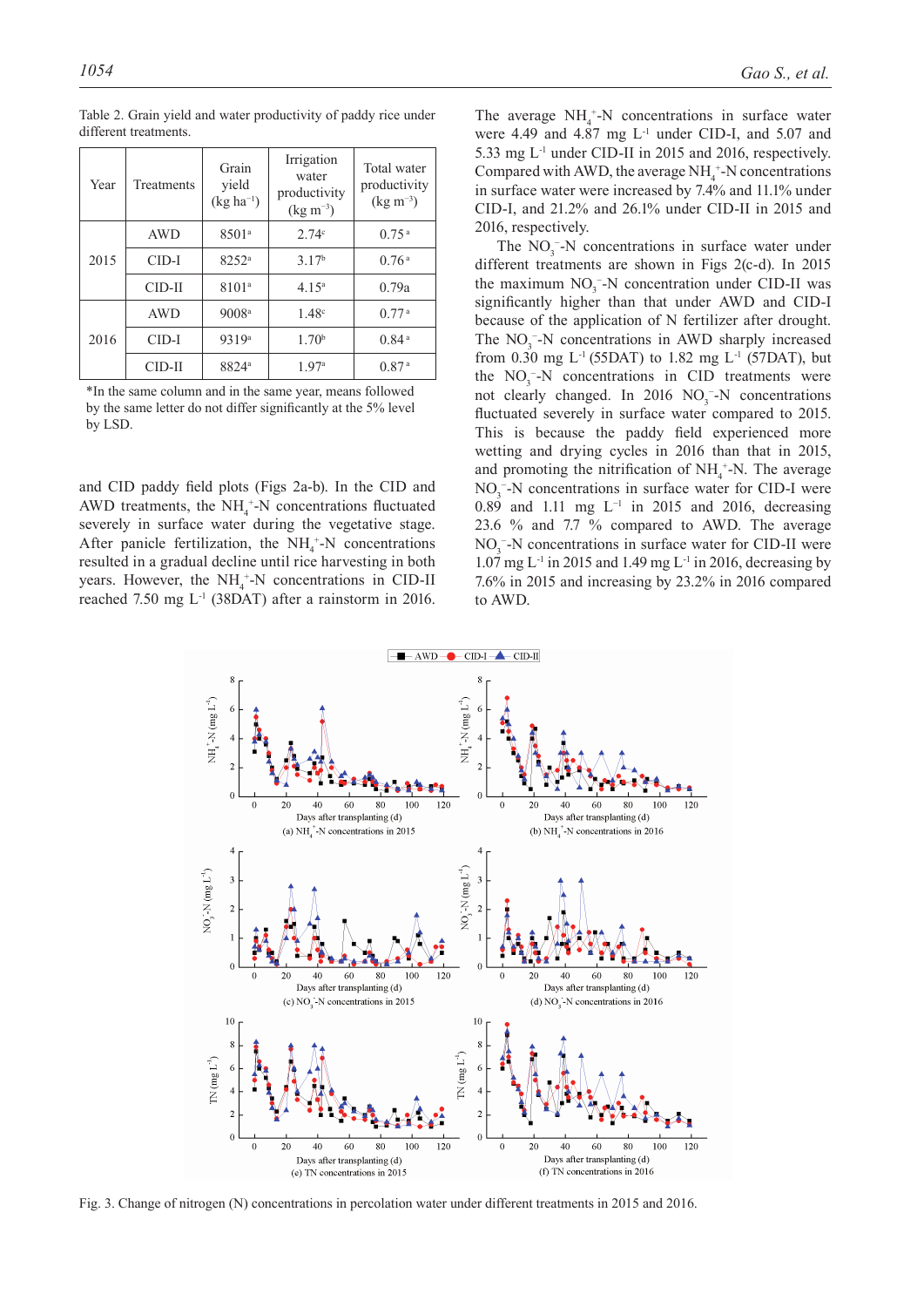Table 2. Grain yield and water productivity of paddy rice under different treatments.

| Year | Treatments | Grain yield (kg ha$^{-1}$) | Irrigation water productivity (kg m$^{-3}$) | Total water productivity (kg m$^{-3}$) |
|---|---|---|---|---|
| 2015 | AWD | 8501$^{a}$ | 2.74$^{c}$ | 0.75$^{a}$ |
| | CID-I | 8252$^{a}$ | 3.17$^{b}$ | 0.76$^{a}$ |
| | CID-II | 8101$^{a}$ | 4.15$^{a}$ | 0.79a |
| 2016 | AWD | 9008$^{a}$ | 1.48$^{c}$ | 0.77$^{a}$ |
| | CID-I | 9319$^{a}$ | 1.70$^{b}$ | 0.84$^{a}$ |
| | CID-II | 8824$^{a}$ | 1.97$^{a}$ | 0.87$^{a}$ |

*In the same column and in the same year, means followed by the same letter do not differ significantly at the 5% level by LSD.

and CID paddy field plots (Figs 2a-b). In the CID and AWD treatments, the $NH_4^+$-N concentrations fluctuated severely in surface water during the vegetative stage. After panicle fertilization, the $NH_4^+$-N concentrations resulted in a gradual decline until rice harvesting in both years. However, the $NH_4^+$-N concentrations in CID-II reached 7.50 mg L$^{-1}$ (38DAT) after a rainstorm in 2016.

The average $NH_4^+$-N concentrations in surface water were 4.49 and 4.87 mg L$^{-1}$ under CID-I, and 5.07 and 5.33 mg L$^{-1}$ under CID-II in 2015 and 2016, respectively. Compared with AWD, the average $NH_4^+$-N concentrations in surface water were increased by 7.4% and 11.1% under CID-I, and 21.2% and 26.1% under CID-II in 2015 and 2016, respectively.

The $NO_3^-$-N concentrations in surface water under different treatments are shown in Figs 2(c-d). In 2015 the maximum $NO_3^-$-N concentration under CID-II was significantly higher than that under AWD and CID-I because of the application of N fertilizer after drought. The $NO_3^-$-N concentrations in AWD sharply increased from 0.30 mg L$^{-1}$ (55DAT) to 1.82 mg L$^{-1}$ (57DAT), but the $NO_3^-$-N concentrations in CID treatments were not clearly changed. In 2016 $NO_3^-$-N concentrations fluctuated severely in surface water compared to 2015. This is because the paddy field experienced more wetting and drying cycles in 2016 than that in 2015, and promoting the nitrification of $NH_4^+$-N. The average $NO_3^-$-N concentrations in surface water for CID-I were 0.89 and 1.11 mg L$^{-1}$ in 2015 and 2016, decreasing 23.6 % and 7.7 % compared to AWD. The average $NO_3^-$-N concentrations in surface water for CID-II were 1.07 mg L$^{-1}$ in 2015 and 1.49 mg L$^{-1}$ in 2016, decreasing by 7.6% in 2015 and increasing by 23.2% in 2016 compared to AWD.

Fig. 3. Change of nitrogen (N) concentrations in percolation water under different treatments in 2015 and 2016.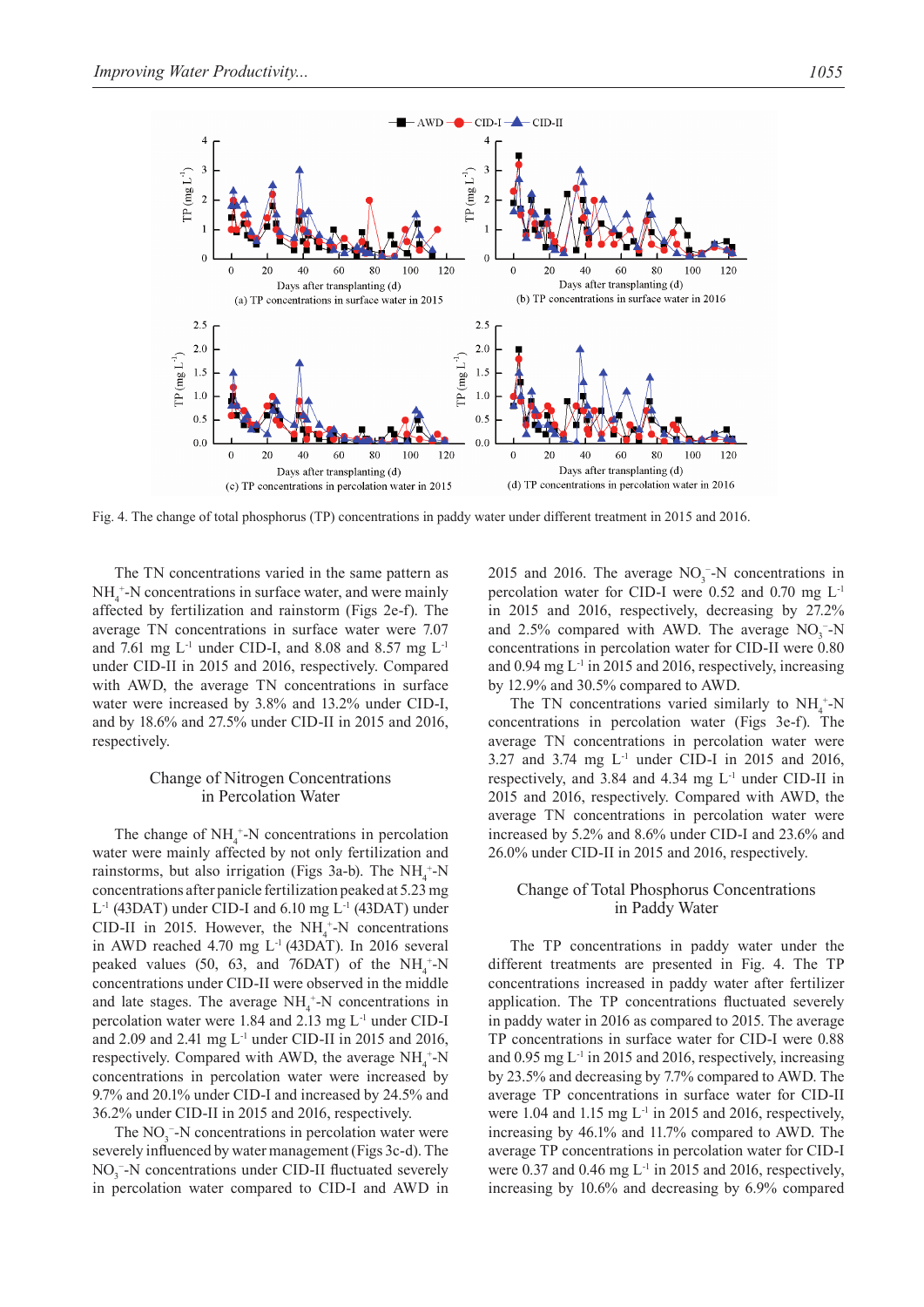Fig. 4. The change of total phosphorus (TP) concentrations in paddy water under different treatment in 2015 and 2016.

The TN concentrations varied in the same pattern as $NH_4^+$-N concentrations in surface water, and were mainly affected by fertilization and rainstorm (Figs 2e-f). The average TN concentrations in surface water were 7.07 and 7.61 mg $L^{-1}$ under CID-I, and 8.08 and 8.57 mg $L^{-1}$ under CID-II in 2015 and 2016, respectively. Compared with AWD, the average TN concentrations in surface water were increased by 3.8% and 13.2% under CID-I, and by 18.6% and 27.5% under CID-II in 2015 and 2016, respectively.

## Change of Nitrogen Concentrations in Percolation Water

The change of $NH_4^+$-N concentrations in percolation water were mainly affected by not only fertilization and rainstorms, but also irrigation (Figs 3a-b). The $NH_4^+$-N concentrations after panicle fertilization peaked at 5.23 mg $L^{-1}$ (43DAT) under CID-I and 6.10 mg $L^{-1}$ (43DAT) under CID-II in 2015. However, the $NH_4^+$-N concentrations in AWD reached 4.70 mg $L^{-1}$ (43DAT). In 2016 several peaked values (50, 63, and 76DAT) of the $NH_4^+$-N concentrations under CID-II were observed in the middle and late stages. The average $NH_4^+$-N concentrations in percolation water were 1.84 and 2.13 mg $L^{-1}$ under CID-I and 2.09 and 2.41 mg $L^{-1}$ under CID-II in 2015 and 2016, respectively. Compared with AWD, the average $NH_4^+$-N concentrations in percolation water were increased by 9.7% and 20.1% under CID-I and increased by 24.5% and 36.2% under CID-II in 2015 and 2016, respectively.

The $NO_3^-$-N concentrations in percolation water were severely influenced by water management (Figs 3c-d). The $NO_3^-$-N concentrations under CID-II fluctuated severely in percolation water compared to CID-I and AWD in 2015 and 2016. The average $NO_3^-$-N concentrations in percolation water for CID-I were 0.52 and 0.70 mg $L^{-1}$ in 2015 and 2016, respectively, decreasing by 27.2% and 2.5% compared with AWD. The average $NO_3^-$-N concentrations in percolation water for CID-II were 0.80 and 0.94 mg $L^{-1}$ in 2015 and 2016, respectively, increasing by 12.9% and 30.5% compared to AWD.

The TN concentrations varied similarly to $NH_4^+$-N concentrations in percolation water (Figs 3e-f). The average TN concentrations in percolation water were 3.27 and 3.74 mg $L^{-1}$ under CID-I in 2015 and 2016, respectively, and 3.84 and 4.34 mg $L^{-1}$ under CID-II in 2015 and 2016, respectively. Compared with AWD, the average TN concentrations in percolation water were increased by 5.2% and 8.6% under CID-I and 23.6% and 26.0% under CID-II in 2015 and 2016, respectively.

## Change of Total Phosphorus Concentrations in Paddy Water

The TP concentrations in paddy water under the different treatments are presented in Fig. 4. The TP concentrations increased in paddy water after fertilizer application. The TP concentrations fluctuated severely in paddy water in 2016 as compared to 2015. The average TP concentrations in surface water for CID-I were 0.88 and 0.95 mg $L^{-1}$ in 2015 and 2016, respectively, increasing by 23.5% and decreasing by 7.7% compared to AWD. The average TP concentrations in surface water for CID-II were 1.04 and 1.15 mg $L^{-1}$ in 2015 and 2016, respectively, increasing by 46.1% and 11.7% compared to AWD. The average TP concentrations in percolation water for CID-I were 0.37 and 0.46 mg $L^{-1}$ in 2015 and 2016, respectively, increasing by 10.6% and decreasing by 6.9% compared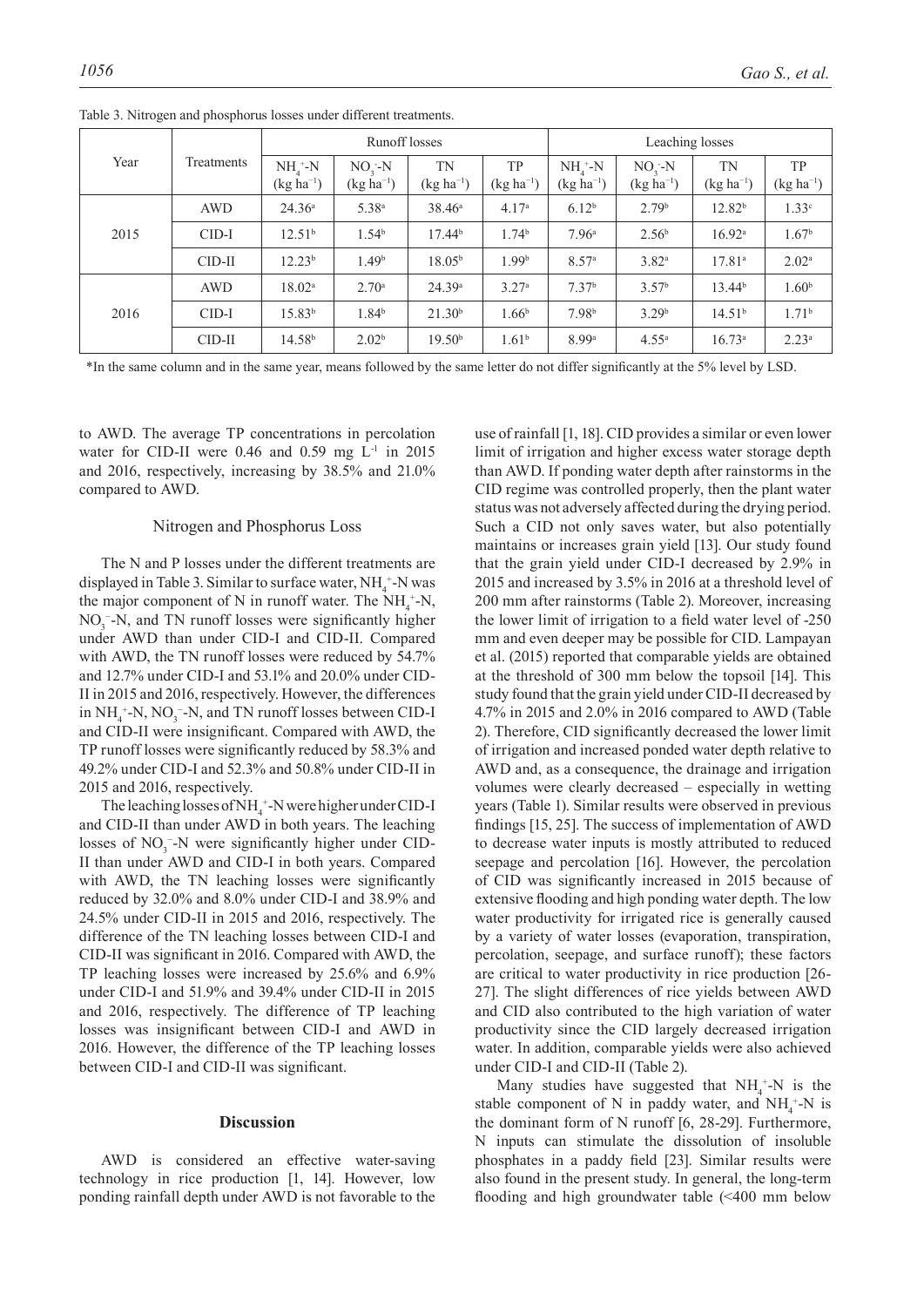Table 3. Nitrogen and phosphorus losses under different treatments.

| Year | Treatments | Runoff losses | | | | Leaching losses | | | |
|---|---|---|---|---|---|---|---|---|---|
| | | $NH_4^+$-N (kg ha$^{-1}$) | $NO_3^-$-N (kg ha$^{-1}$) | TN (kg ha$^{-1}$) | TP (kg ha$^{-1}$) | $NH_4^+$-N (kg ha$^{-1}$) | $NO_3^-$-N (kg ha$^{-1}$) | TN (kg ha$^{-1}$) | TP (kg ha$^{-1}$) |
| 2015 | AWD | 24.36[a] | 5.38[a] | 38.46[a] | 4.17[a] | 6.12[b] | 2.79[b] | 12.82[b] | 1.33[c] |
| | CID-I | 12.51[b] | 1.54[b] | 17.44[b] | 1.74[b] | 7.96[a] | 2.56[b] | 16.92[a] | 1.67[b] |
| | CID-II | 12.23[b] | 1.49[b] | 18.05[b] | 1.99[b] | 8.57[a] | 3.82[a] | 17.81[a] | 2.02[a] |
| 2016 | AWD | 18.02[a] | 2.70[a] | 24.39[a] | 3.27[a] | 7.37[b] | 3.57[b] | 13.44[b] | 1.60[b] |
| | CID-I | 15.83[b] | 1.84[b] | 21.30[b] | 1.66[b] | 7.98[b] | 3.29[b] | 14.51[b] | 1.71[b] |
| | CID-II | 14.58[b] | 2.02[b] | 19.50[b] | 1.61[b] | 8.99[a] | 4.55[a] | 16.73[a] | 2.23[a] |

*In the same column and in the same year, means followed by the same letter do not differ significantly at the 5% level by LSD.

to AWD. The average TP concentrations in percolation water for CID-II were 0.46 and 0.59 mg L$^{-1}$ in 2015 and 2016, respectively, increasing by 38.5% and 21.0% compared to AWD.

## Nitrogen and Phosphorus Loss

The N and P losses under the different treatments are displayed in Table 3. Similar to surface water, $NH_4^+$-N was the major component of N in runoff water. The $NH_4^+$-N, $NO_3^-$-N, and TN runoff losses were significantly higher under AWD than under CID-I and CID-II. Compared with AWD, the TN runoff losses were reduced by 54.7% and 12.7% under CID-I and 53.1% and 20.0% under CID-II in 2015 and 2016, respectively. However, the differences in $NH_4^+$-N, $NO_3^-$-N, and TN runoff losses between CID-I and CID-II were insignificant. Compared with AWD, the TP runoff losses were significantly reduced by 58.3% and 49.2% under CID-I and 52.3% and 50.8% under CID-II in 2015 and 2016, respectively.

The leaching losses of $NH_4^+$-N were higher under CID-I and CID-II than under AWD in both years. The leaching losses of $NO_3^-$-N were significantly higher under CID-II than under AWD and CID-I in both years. Compared with AWD, the TN leaching losses were significantly reduced by 32.0% and 8.0% under CID-I and 38.9% and 24.5% under CID-II in 2015 and 2016, respectively. The difference of the TN leaching losses between CID-I and CID-II was significant in 2016. Compared with AWD, the TP leaching losses were increased by 25.6% and 6.9% under CID-I and 51.9% and 39.4% under CID-II in 2015 and 2016, respectively. The difference of TP leaching losses was insignificant between CID-I and AWD in 2016. However, the difference of the TP leaching losses between CID-I and CID-II was significant.

## Discussion

AWD is considered an effective water-saving technology in rice production [1, 14]. However, low ponding rainfall depth under AWD is not favorable to the use of rainfall [1, 18]. CID provides a similar or even lower limit of irrigation and higher excess water storage depth than AWD. If ponding water depth after rainstorms in the CID regime was controlled properly, then the plant water status was not adversely affected during the drying period. Such a CID not only saves water, but also potentially maintains or increases grain yield [13]. Our study found that the grain yield under CID-I decreased by 2.9% in 2015 and increased by 3.5% in 2016 at a threshold level of 200 mm after rainstorms (Table 2). Moreover, increasing the lower limit of irrigation to a field water level of -250 mm and even deeper may be possible for CID. Lampayan et al. (2015) reported that comparable yields are obtained at the threshold of 300 mm below the topsoil [14]. This study found that the grain yield under CID-II decreased by 4.7% in 2015 and 2.0% in 2016 compared to AWD (Table 2). Therefore, CID significantly decreased the lower limit of irrigation and increased ponded water depth relative to AWD and, as a consequence, the drainage and irrigation volumes were clearly decreased – especially in wetting years (Table 1). Similar results were observed in previous findings [15, 25]. The success of implementation of AWD to decrease water inputs is mostly attributed to reduced seepage and percolation [16]. However, the percolation of CID was significantly increased in 2015 because of extensive flooding and high ponding water depth. The low water productivity for irrigated rice is generally caused by a variety of water losses (evaporation, transpiration, percolation, seepage, and surface runoff); these factors are critical to water productivity in rice production [26-27]. The slight differences of rice yields between AWD and CID also contributed to the high variation of water productivity since the CID largely decreased irrigation water. In addition, comparable yields were also achieved under CID-I and CID-II (Table 2).

Many studies have suggested that $NH_4^+$-N is the stable component of N in paddy water, and $NH_4^+$-N is the dominant form of N runoff [6, 28-29]. Furthermore, N inputs can stimulate the dissolution of insoluble phosphates in a paddy field [23]. Similar results were also found in the present study. In general, the long-term flooding and high groundwater table (<400 mm below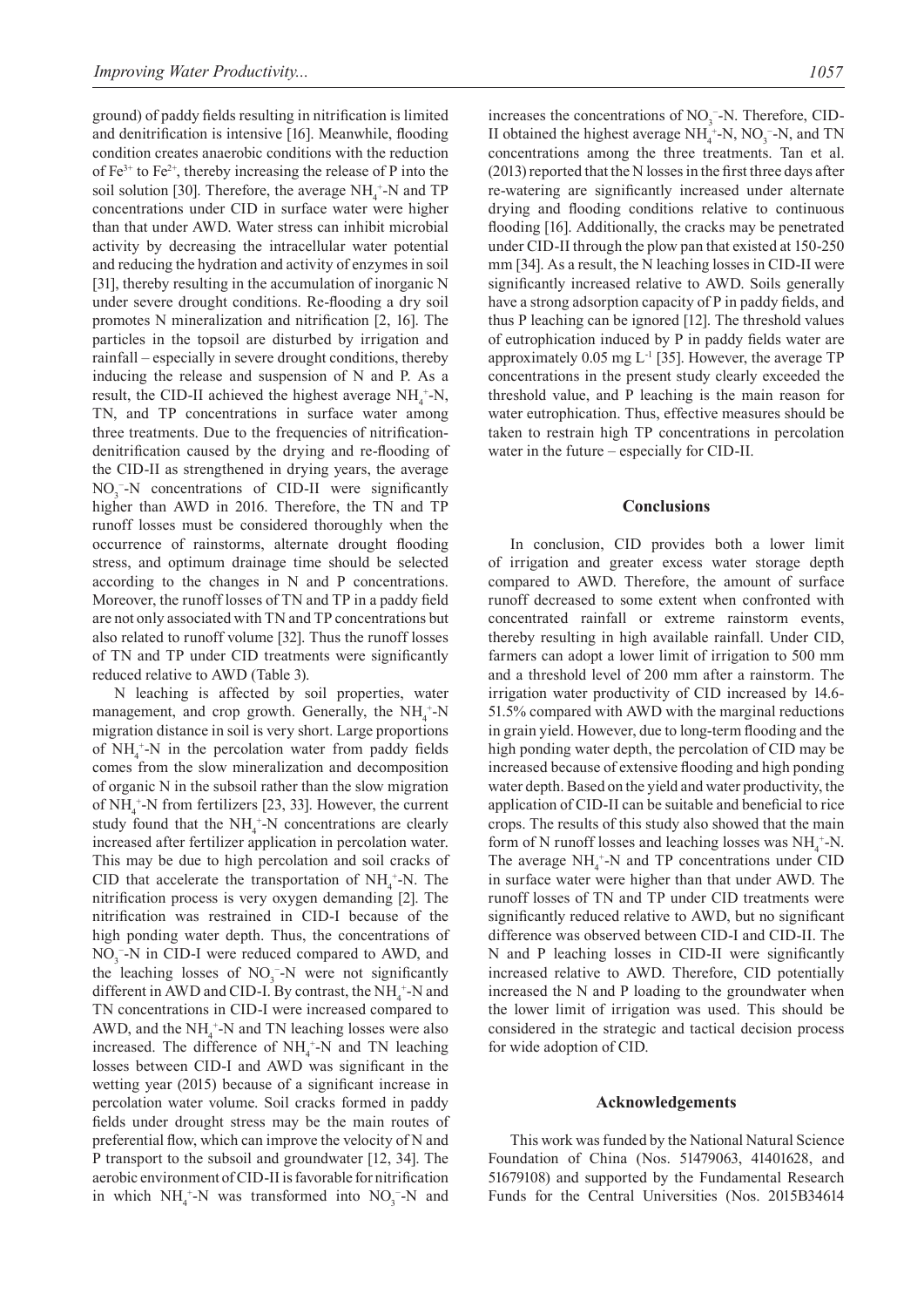ground) of paddy fields resulting in nitrification is limited and denitrification is intensive [16]. Meanwhile, flooding condition creates anaerobic conditions with the reduction of $Fe^{3+}$ to $Fe^{2+}$, thereby increasing the release of P into the soil solution [30]. Therefore, the average $NH_4^+$-N and TP concentrations under CID in surface water were higher than that under AWD. Water stress can inhibit microbial activity by decreasing the intracellular water potential and reducing the hydration and activity of enzymes in soil [31], thereby resulting in the accumulation of inorganic N under severe drought conditions. Re-flooding a dry soil promotes N mineralization and nitrification [2, 16]. The particles in the topsoil are disturbed by irrigation and rainfall – especially in severe drought conditions, thereby inducing the release and suspension of N and P. As a result, the CID-II achieved the highest average $NH_4^+$-N, TN, and TP concentrations in surface water among three treatments. Due to the frequencies of nitrification-denitrification caused by the drying and re-flooding of the CID-II as strengthened in drying years, the average $NO_3^-$-N concentrations of CID-II were significantly higher than AWD in 2016. Therefore, the TN and TP runoff losses must be considered thoroughly when the occurrence of rainstorms, alternate drought flooding stress, and optimum drainage time should be selected according to the changes in N and P concentrations. Moreover, the runoff losses of TN and TP in a paddy field are not only associated with TN and TP concentrations but also related to runoff volume [32]. Thus the runoff losses of TN and TP under CID treatments were significantly reduced relative to AWD (Table 3).

N leaching is affected by soil properties, water management, and crop growth. Generally, the $NH_4^+$-N migration distance in soil is very short. Large proportions of $NH_4^+$-N in the percolation water from paddy fields comes from the slow mineralization and decomposition of organic N in the subsoil rather than the slow migration of $NH_4^+$-N from fertilizers [23, 33]. However, the current study found that the $NH_4^+$-N concentrations are clearly increased after fertilizer application in percolation water. This may be due to high percolation and soil cracks of CID that accelerate the transportation of $NH_4^+$-N. The nitrification process is very oxygen demanding [2]. The nitrification was restrained in CID-I because of the high ponding water depth. Thus, the concentrations of $NO_3^-$-N in CID-I were reduced compared to AWD, and the leaching losses of $NO_3^-$-N were not significantly different in AWD and CID-I. By contrast, the $NH_4^+$-N and TN concentrations in CID-I were increased compared to AWD, and the $NH_4^+$-N and TN leaching losses were also increased. The difference of $NH_4^+$-N and TN leaching losses between CID-I and AWD was significant in the wetting year (2015) because of a significant increase in percolation water volume. Soil cracks formed in paddy fields under drought stress may be the main routes of preferential flow, which can improve the velocity of N and P transport to the subsoil and groundwater [12, 34]. The aerobic environment of CID-II is favorable for nitrification in which $NH_4^+$-N was transformed into $NO_3^-$-N and increases the concentrations of $NO_3^-$-N. Therefore, CID-II obtained the highest average $NH_4^+$-N, $NO_3^-$-N, and TN concentrations among the three treatments. Tan et al. (2013) reported that the N losses in the first three days after re-watering are significantly increased under alternate drying and flooding conditions relative to continuous flooding [16]. Additionally, the cracks may be penetrated under CID-II through the plow pan that existed at 150-250 mm [34]. As a result, the N leaching losses in CID-II were significantly increased relative to AWD. Soils generally have a strong adsorption capacity of P in paddy fields, and thus P leaching can be ignored [12]. The threshold values of eutrophication induced by P in paddy fields water are approximately 0.05 mg $L^{-1}$ [35]. However, the average TP concentrations in the present study clearly exceeded the threshold value, and P leaching is the main reason for water eutrophication. Thus, effective measures should be taken to restrain high TP concentrations in percolation water in the future – especially for CID-II.

## Conclusions

In conclusion, CID provides both a lower limit of irrigation and greater excess water storage depth compared to AWD. Therefore, the amount of surface runoff decreased to some extent when confronted with concentrated rainfall or extreme rainstorm events, thereby resulting in high available rainfall. Under CID, farmers can adopt a lower limit of irrigation to 500 mm and a threshold level of 200 mm after a rainstorm. The irrigation water productivity of CID increased by 14.6-51.5% compared with AWD with the marginal reductions in grain yield. However, due to long-term flooding and the high ponding water depth, the percolation of CID may be increased because of extensive flooding and high ponding water depth. Based on the yield and water productivity, the application of CID-II can be suitable and beneficial to rice crops. The results of this study also showed that the main form of N runoff losses and leaching losses was $NH_4^+$-N. The average $NH_4^+$-N and TP concentrations under CID in surface water were higher than that under AWD. The runoff losses of TN and TP under CID treatments were significantly reduced relative to AWD, but no significant difference was observed between CID-I and CID-II. The N and P leaching losses in CID-II were significantly increased relative to AWD. Therefore, CID potentially increased the N and P loading to the groundwater when the lower limit of irrigation was used. This should be considered in the strategic and tactical decision process for wide adoption of CID.

## Acknowledgements

This work was funded by the National Natural Science Foundation of China (Nos. 51479063, 41401628, and 51679108) and supported by the Fundamental Research Funds for the Central Universities (Nos. 2015B34614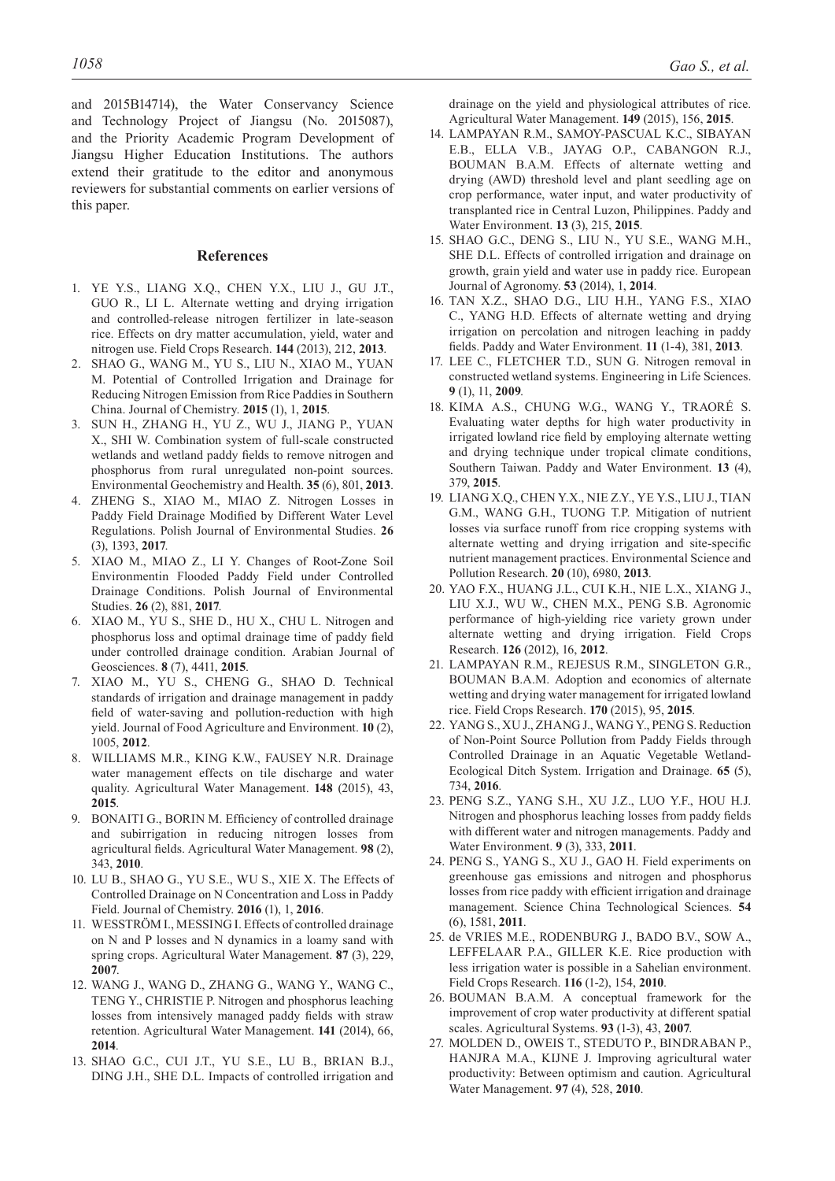and 2015B14714), the Water Conservancy Science and Technology Project of Jiangsu (No. 2015087), and the Priority Academic Program Development of Jiangsu Higher Education Institutions. The authors extend their gratitude to the editor and anonymous reviewers for substantial comments on earlier versions of this paper.

## References

1. YE Y.S., LIANG X.Q., CHEN Y.X., LIU J., GU J.T., GUO R., LI L. Alternate wetting and drying irrigation and controlled-release nitrogen fertilizer in late-season rice. Effects on dry matter accumulation, yield, water and nitrogen use. Field Crops Research. **144** (2013), 212, **2013**.
2. SHAO G., WANG M., YU S., LIU N., XIAO M., YUAN M. Potential of Controlled Irrigation and Drainage for Reducing Nitrogen Emission from Rice Paddies in Southern China. Journal of Chemistry. **2015** (1), 1, **2015**.
3. SUN H., ZHANG H., YU Z., WU J., JIANG P., YUAN X., SHI W. Combination system of full-scale constructed wetlands and wetland paddy fields to remove nitrogen and phosphorus from rural unregulated non-point sources. Environmental Geochemistry and Health. **35** (6), 801, **2013**.
4. ZHENG S., XIAO M., MIAO Z. Nitrogen Losses in Paddy Field Drainage Modified by Different Water Level Regulations. Polish Journal of Environmental Studies. **26** (3), 1393, **2017**.
5. XIAO M., MIAO Z., LI Y. Changes of Root-Zone Soil Environmentin Flooded Paddy Field under Controlled Drainage Conditions. Polish Journal of Environmental Studies. **26** (2), 881, **2017**.
6. XIAO M., YU S., SHE D., HU X., CHU L. Nitrogen and phosphorus loss and optimal drainage time of paddy field under controlled drainage condition. Arabian Journal of Geosciences. **8** (7), 4411, **2015**.
7. XIAO M., YU S., CHENG G., SHAO D. Technical standards of irrigation and drainage management in paddy field of water-saving and pollution-reduction with high yield. Journal of Food Agriculture and Environment. **10** (2), 1005, **2012**.
8. WILLIAMS M.R., KING K.W., FAUSEY N.R. Drainage water management effects on tile discharge and water quality. Agricultural Water Management. **148** (2015), 43, **2015**.
9. BONAITI G., BORIN M. Efficiency of controlled drainage and subirrigation in reducing nitrogen losses from agricultural fields. Agricultural Water Management. **98** (2), 343, **2010**.
10. LU B., SHAO G., YU S.E., WU S., XIE X. The Effects of Controlled Drainage on N Concentration and Loss in Paddy Field. Journal of Chemistry. **2016** (1), 1, **2016**.
11. WESSTRÖM I., MESSING I. Effects of controlled drainage on N and P losses and N dynamics in a loamy sand with spring crops. Agricultural Water Management. **87** (3), 229, **2007**.
12. WANG J., WANG D., ZHANG G., WANG Y., WANG C., TENG Y., CHRISTIE P. Nitrogen and phosphorus leaching losses from intensively managed paddy fields with straw retention. Agricultural Water Management. **141** (2014), 66, **2014**.
13. SHAO G.C., CUI J.T., YU S.E., LU B., BRIAN B.J., DING J.H., SHE D.L. Impacts of controlled irrigation and drainage on the yield and physiological attributes of rice. Agricultural Water Management. **149** (2015), 156, **2015**.
14. LAMPAYAN R.M., SAMOY-PASCUAL K.C., SIBAYAN E.B., ELLA V.B., JAYAG O.P., CABANGON R.J., BOUMAN B.A.M. Effects of alternate wetting and drying (AWD) threshold level and plant seedling age on crop performance, water input, and water productivity of transplanted rice in Central Luzon, Philippines. Paddy and Water Environment. **13** (3), 215, **2015**.
15. SHAO G.C., DENG S., LIU N., YU S.E., WANG M.H., SHE D.L. Effects of controlled irrigation and drainage on growth, grain yield and water use in paddy rice. European Journal of Agronomy. **53** (2014), 1, **2014**.
16. TAN X.Z., SHAO D.G., LIU H.H., YANG F.S., XIAO C., YANG H.D. Effects of alternate wetting and drying irrigation on percolation and nitrogen leaching in paddy fields. Paddy and Water Environment. **11** (1-4), 381, **2013**.
17. LEE C., FLETCHER T.D., SUN G. Nitrogen removal in constructed wetland systems. Engineering in Life Sciences. **9** (1), 11, **2009**.
18. KIMA A.S., CHUNG W.G., WANG Y., TRAORÉ S. Evaluating water depths for high water productivity in irrigated lowland rice field by employing alternate wetting and drying technique under tropical climate conditions, Southern Taiwan. Paddy and Water Environment. **13** (4), 379, **2015**.
19. LIANG X.Q., CHEN Y.X., NIE Z.Y., YE Y.S., LIU J., TIAN G.M., WANG G.H., TUONG T.P. Mitigation of nutrient losses via surface runoff from rice cropping systems with alternate wetting and drying irrigation and site-specific nutrient management practices. Environmental Science and Pollution Research. **20** (10), 6980, **2013**.
20. YAO F.X., HUANG J.L., CUI K.H., NIE L.X., XIANG J., LIU X.J., WU W., CHEN M.X., PENG S.B. Agronomic performance of high-yielding rice variety grown under alternate wetting and drying irrigation. Field Crops Research. **126** (2012), 16, **2012**.
21. LAMPAYAN R.M., REJESUS R.M., SINGLETON G.R., BOUMAN B.A.M. Adoption and economics of alternate wetting and drying water management for irrigated lowland rice. Field Crops Research. **170** (2015), 95, **2015**.
22. YANG S., XU J., ZHANG J., WANG Y., PENG S. Reduction of Non-Point Source Pollution from Paddy Fields through Controlled Drainage in an Aquatic Vegetable Wetland-Ecological Ditch System. Irrigation and Drainage. **65** (5), 734, **2016**.
23. PENG S.Z., YANG S.H., XU J.Z., LUO Y.F., HOU H.J. Nitrogen and phosphorus leaching losses from paddy fields with different water and nitrogen managements. Paddy and Water Environment. **9** (3), 333, **2011**.
24. PENG S., YANG S., XU J., GAO H. Field experiments on greenhouse gas emissions and nitrogen and phosphorus losses from rice paddy with efficient irrigation and drainage management. Science China Technological Sciences. **54** (6), 1581, **2011**.
25. de VRIES M.E., RODENBURG J., BADO B.V., SOW A., LEFFELAAR P.A., GILLER K.E. Rice production with less irrigation water is possible in a Sahelian environment. Field Crops Research. **116** (1-2), 154, **2010**.
26. BOUMAN B.A.M. A conceptual framework for the improvement of crop water productivity at different spatial scales. Agricultural Systems. **93** (1-3), 43, **2007**.
27. MOLDEN D., OWEIS T., STEDUTO P., BINDRABAN P., HANJRA M.A., KIJNE J. Improving agricultural water productivity: Between optimism and caution. Agricultural Water Management. **97** (4), 528, **2010**.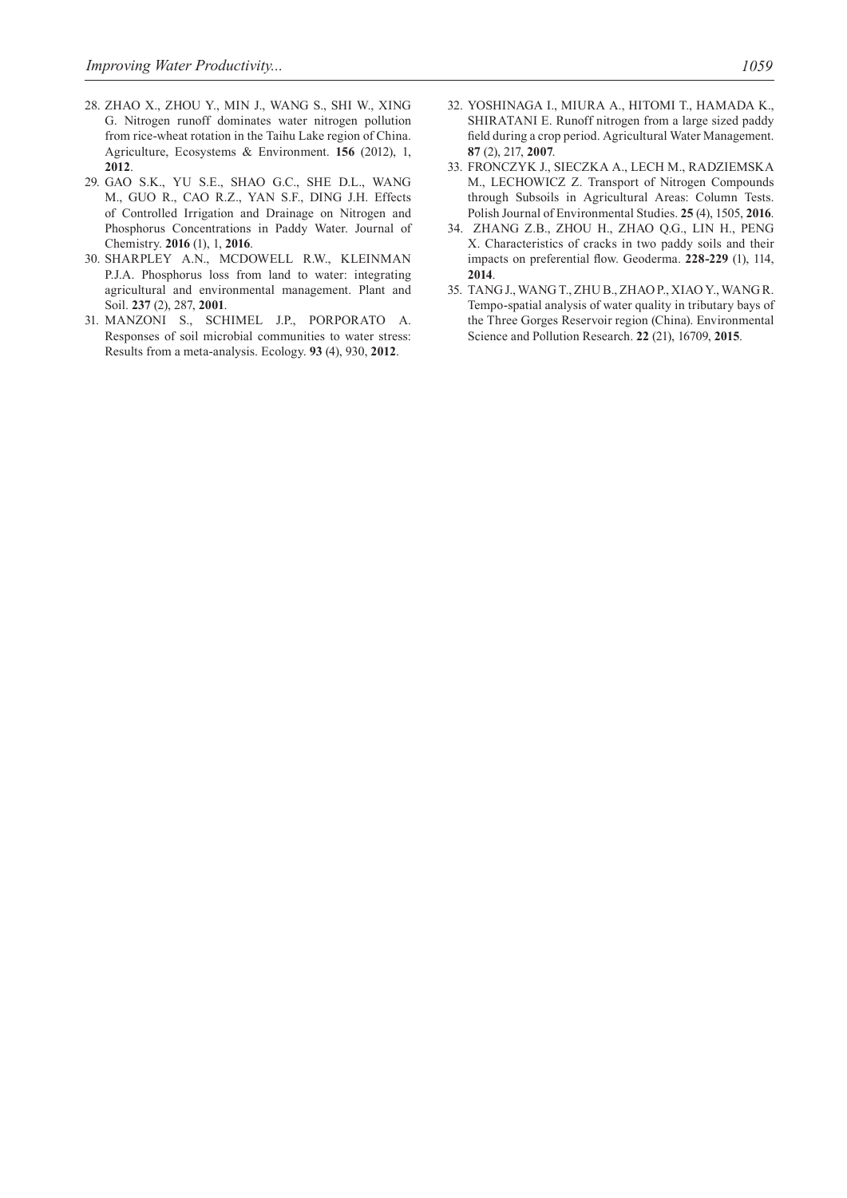28. ZHAO X., ZHOU Y., MIN J., WANG S., SHI W., XING G. Nitrogen runoff dominates water nitrogen pollution from rice-wheat rotation in the Taihu Lake region of China. Agriculture, Ecosystems & Environment. **156** (2012), 1, **2012**.
29. GAO S.K., YU S.E., SHAO G.C., SHE D.L., WANG M., GUO R., CAO R.Z., YAN S.F., DING J.H. Effects of Controlled Irrigation and Drainage on Nitrogen and Phosphorus Concentrations in Paddy Water. Journal of Chemistry. **2016** (1), 1, **2016**.
30. SHARPLEY A.N., MCDOWELL R.W., KLEINMAN P.J.A. Phosphorus loss from land to water: integrating agricultural and environmental management. Plant and Soil. **237** (2), 287, **2001**.
31. MANZONI S., SCHIMEL J.P., PORPORATO A. Responses of soil microbial communities to water stress: Results from a meta-analysis. Ecology. **93** (4), 930, **2012**.
32. YOSHINAGA I., MIURA A., HITOMI T., HAMADA K., SHIRATANI E. Runoff nitrogen from a large sized paddy field during a crop period. Agricultural Water Management. **87** (2), 217, **2007**.
33. FRONCZYK J., SIECZKA A., LECH M., RADZIEMSKA M., LECHOWICZ Z. Transport of Nitrogen Compounds through Subsoils in Agricultural Areas: Column Tests. Polish Journal of Environmental Studies. **25** (4), 1505, **2016**.
34. ZHANG Z.B., ZHOU H., ZHAO Q.G., LIN H., PENG X. Characteristics of cracks in two paddy soils and their impacts on preferential flow. Geoderma. **228-229** (1), 114, **2014**.
35. TANG J., WANG T., ZHU B., ZHAO P., XIAO Y., WANG R. Tempo-spatial analysis of water quality in tributary bays of the Three Gorges Reservoir region (China). Environmental Science and Pollution Research. **22** (21), 16709, **2015**.